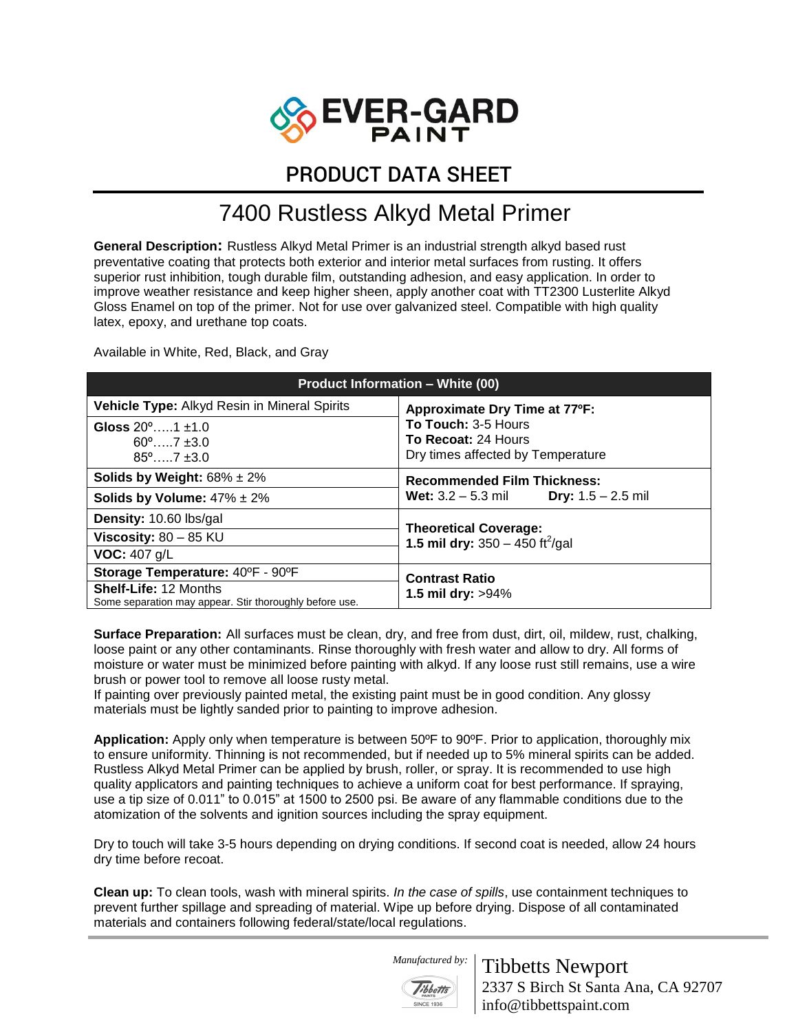# EVER-GARD PAINT

## PRODUCT DATA SHEET

# 7400 Rustless Alkyd Metal Primer

**General Description:** Rustless Alkyd Metal Primer is an industrial strength alkyd based rust preventative coating that protects both exterior and interior metal surfaces from rusting. It offers superior rust inhibition, tough durable film, outstanding adhesion, and easy application. In order to improve weather resistance and keep higher sheen, apply another coat with TT2300 Lusterlite Alkyd Gloss Enamel on top of the primer. Not for use over galvanized steel. Compatible with high quality latex, epoxy, and urethane top coats.

Available in White, Red, Black, and Gray

| Product Information – White (00) | |
|---|---|
| **Vehicle Type:** Alkyd Resin in Mineral Spirits | **Approximate Dry Time at 77ºF:** **To Touch:** 3-5 Hours **To Recoat:** 24 Hours Dry times affected by Temperature |
| **Gloss** 20º…..1 ±1.0 60º…..7 ±3.0 85º…..7 ±3.0 | |
| **Solids by Weight:** 68% ± 2% | **Recommended Film Thickness:** **Wet:** 3.2 – 5.3 mil **Dry:** 1.5 – 2.5 mil |
| **Solids by Volume:** 47% ± 2% | |
| **Density:** 10.60 lbs/gal | **Theoretical Coverage:** **1.5 mil dry:** 350 – 450 ft$^2$/gal |
| **Viscosity:** 80 – 85 KU | |
| **VOC:** 407 g/L | |
| **Storage Temperature:** 40ºF - 90ºF | **Contrast Ratio** **1.5 mil dry:** >94% |
| **Shelf-Life:** 12 Months Some separation may appear. Stir thoroughly before use. | |

**Surface Preparation:** All surfaces must be clean, dry, and free from dust, dirt, oil, mildew, rust, chalking, loose paint or any other contaminants. Rinse thoroughly with fresh water and allow to dry. All forms of moisture or water must be minimized before painting with alkyd. If any loose rust still remains, use a wire brush or power tool to remove all loose rusty metal.
If painting over previously painted metal, the existing paint must be in good condition. Any glossy materials must be lightly sanded prior to painting to improve adhesion.

**Application:** Apply only when temperature is between 50ºF to 90ºF. Prior to application, thoroughly mix to ensure uniformity. Thinning is not recommended, but if needed up to 5% mineral spirits can be added. Rustless Alkyd Metal Primer can be applied by brush, roller, or spray. It is recommended to use high quality applicators and painting techniques to achieve a uniform coat for best performance. If spraying, use a tip size of 0.011" to 0.015" at 1500 to 2500 psi. Be aware of any flammable conditions due to the atomization of the solvents and ignition sources including the spray equipment.

Dry to touch will take 3-5 hours depending on drying conditions. If second coat is needed, allow 24 hours dry time before recoat.

**Clean up:** To clean tools, wash with mineral spirits. *In the case of spills*, use containment techniques to prevent further spillage and spreading of material. Wipe up before drying. Dispose of all contaminated materials and containers following federal/state/local regulations.

*Manufactured by:* Tibbetts Newport
2337 S Birch St Santa Ana, CA 92707
info@tibbettspaint.com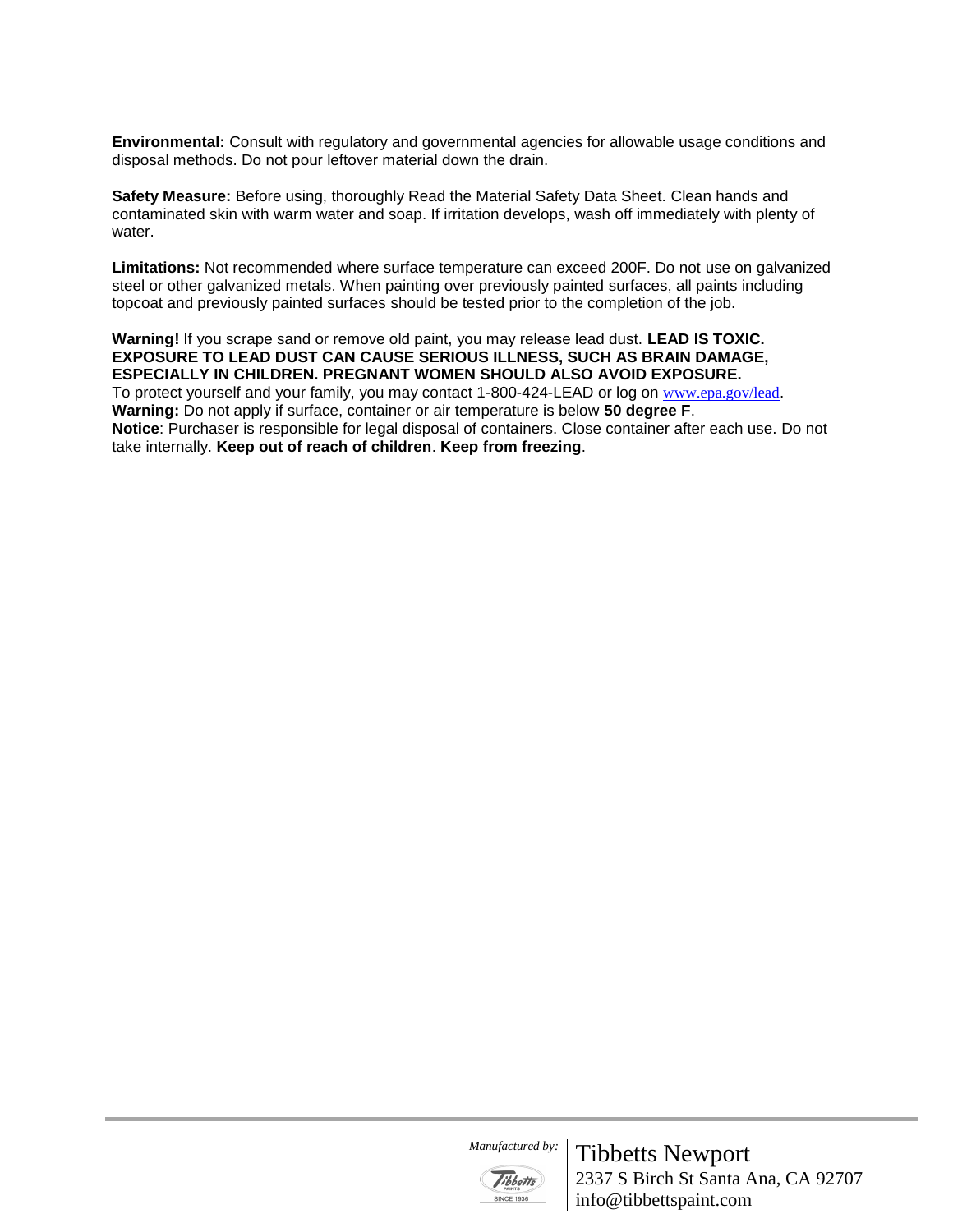**Environmental:** Consult with regulatory and governmental agencies for allowable usage conditions and disposal methods. Do not pour leftover material down the drain.

**Safety Measure:** Before using, thoroughly Read the Material Safety Data Sheet. Clean hands and contaminated skin with warm water and soap. If irritation develops, wash off immediately with plenty of water.

**Limitations:** Not recommended where surface temperature can exceed 200F. Do not use on galvanized steel or other galvanized metals. When painting over previously painted surfaces, all paints including topcoat and previously painted surfaces should be tested prior to the completion of the job.

**Warning!** If you scrape sand or remove old paint, you may release lead dust. **LEAD IS TOXIC. EXPOSURE TO LEAD DUST CAN CAUSE SERIOUS ILLNESS, SUCH AS BRAIN DAMAGE, ESPECIALLY IN CHILDREN. PREGNANT WOMEN SHOULD ALSO AVOID EXPOSURE.**
To protect yourself and your family, you may contact 1-800-424-LEAD or log on www.epa.gov/lead.
**Warning:** Do not apply if surface, container or air temperature is below **50 degree F**.
**Notice**: Purchaser is responsible for legal disposal of containers. Close container after each use. Do not take internally. **Keep out of reach of children**. **Keep from freezing**.

*Manufactured by:*

Tibbetts Newport
2337 S Birch St Santa Ana, CA 92707
info@tibbettspaint.com